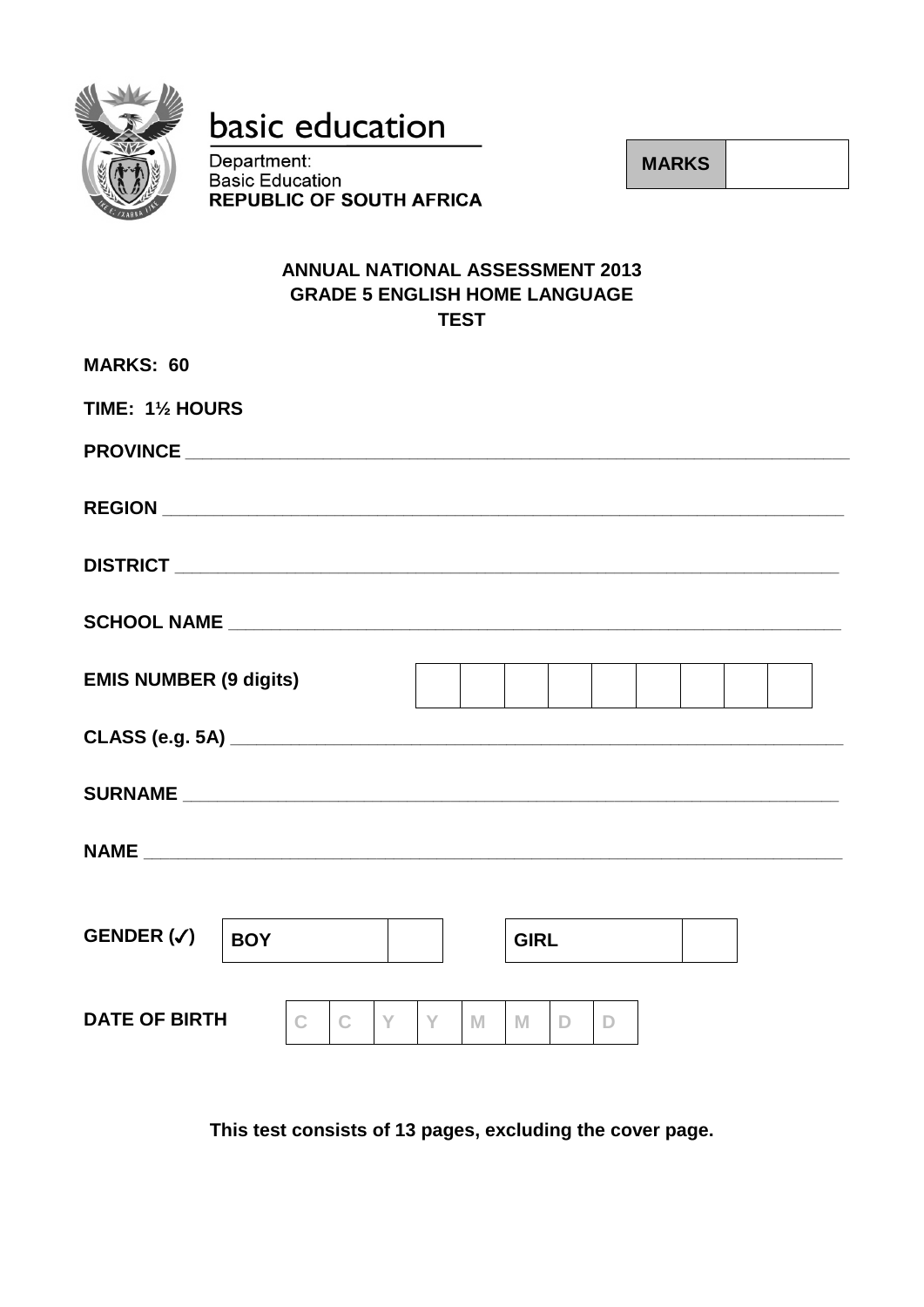basic education

Department:
Basic Education
**REPUBLIC OF SOUTH AFRICA**

| **MARKS** | |
|---|---|

**ANNUAL NATIONAL ASSESSMENT 2013**
**GRADE 5 ENGLISH HOME LANGUAGE**
**TEST**

**MARKS: 60**

**TIME: 1½ HOURS**

**PROVINCE** ______________________________________________

**REGION** ______________________________________________

**DISTRICT** ______________________________________________

**SCHOOL NAME** ______________________________________________

**EMIS NUMBER (9 digits)**

| | | | | | | | | |
|---|---|---|---|---|---|---|---|---|
| | | | | | | | | |

**CLASS (e.g. 5A)** ______________________________________________

**SURNAME** ______________________________________________

**NAME** ______________________________________________

**GENDER (✓)**

| **BOY** | | | **GIRL** | |
|---|---|---|---|---|

**DATE OF BIRTH**

| C | C | Y | Y | M | M | D | D |
|---|---|---|---|---|---|---|---|

**This test consists of 13 pages, excluding the cover page.**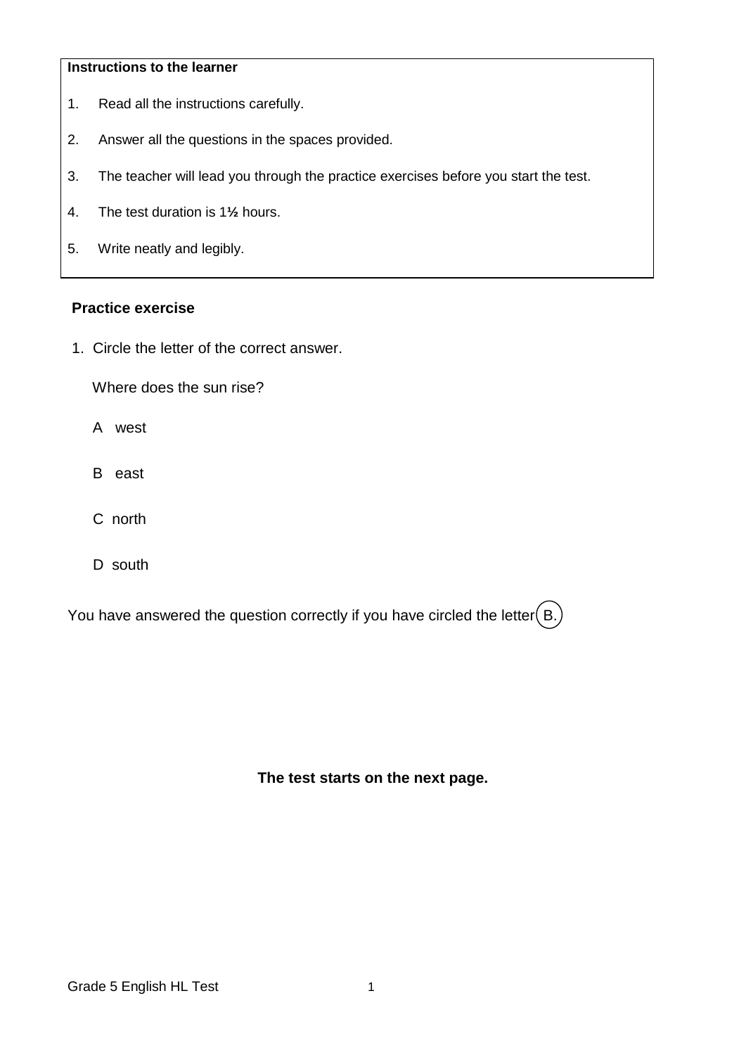**Instructions to the learner**

1. Read all the instructions carefully.
2. Answer all the questions in the spaces provided.
3. The teacher will lead you through the practice exercises before you start the test.
4. The test duration is 1½ hours.
5. Write neatly and legibly.

**Practice exercise**

1. Circle the letter of the correct answer.

   Where does the sun rise?

   A west

   B east

   C north

   D south

You have answered the question correctly if you have circled the letter (B.)

**The test starts on the next page.**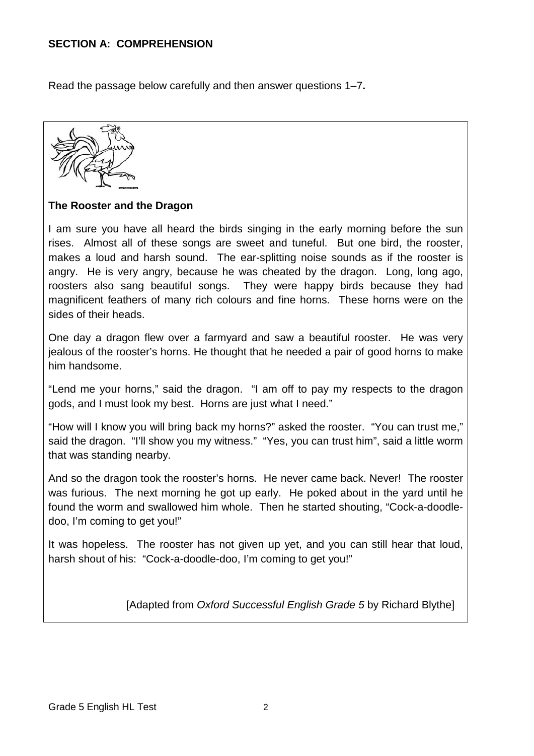**SECTION A: COMPREHENSION**

Read the passage below carefully and then answer questions 1–7**.**

**The Rooster and the Dragon**

I am sure you have all heard the birds singing in the early morning before the sun rises. Almost all of these songs are sweet and tuneful. But one bird, the rooster, makes a loud and harsh sound. The ear-splitting noise sounds as if the rooster is angry. He is very angry, because he was cheated by the dragon. Long, long ago, roosters also sang beautiful songs. They were happy birds because they had magnificent feathers of many rich colours and fine horns. These horns were on the sides of their heads.

One day a dragon flew over a farmyard and saw a beautiful rooster. He was very jealous of the rooster's horns. He thought that he needed a pair of good horns to make him handsome.

"Lend me your horns," said the dragon. "I am off to pay my respects to the dragon gods, and I must look my best. Horns are just what I need."

"How will I know you will bring back my horns?" asked the rooster. "You can trust me," said the dragon. "I'll show you my witness." "Yes, you can trust him", said a little worm that was standing nearby.

And so the dragon took the rooster's horns. He never came back. Never! The rooster was furious. The next morning he got up early. He poked about in the yard until he found the worm and swallowed him whole. Then he started shouting, "Cock-a-doodle-doo, I'm coming to get you!"

It was hopeless. The rooster has not given up yet, and you can still hear that loud, harsh shout of his: "Cock-a-doodle-doo, I'm coming to get you!"

[Adapted from *Oxford Successful English Grade 5* by Richard Blythe]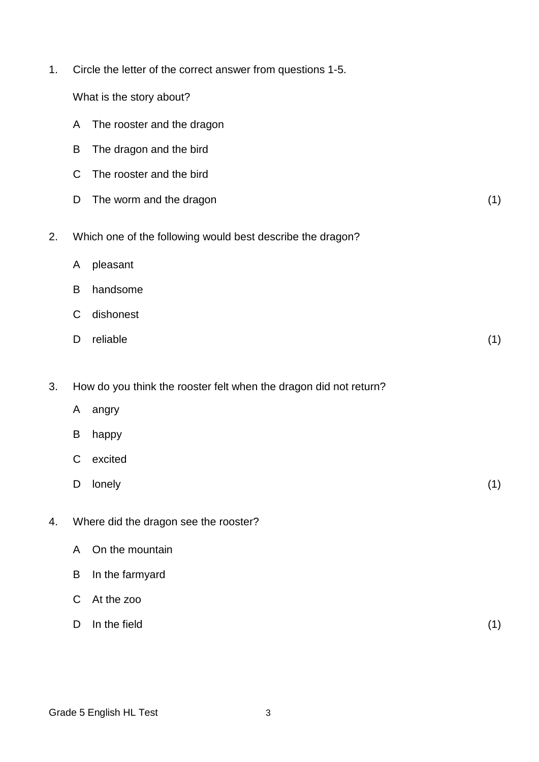1. Circle the letter of the correct answer from questions 1-5.

   What is the story about?

   A The rooster and the dragon

   B The dragon and the bird

   C The rooster and the bird

   D The worm and the dragon (1)

2. Which one of the following would best describe the dragon?

   A pleasant

   B handsome

   C dishonest

   D reliable (1)

3. How do you think the rooster felt when the dragon did not return?

   A angry

   B happy

   C excited

   D lonely (1)

4. Where did the dragon see the rooster?

   A On the mountain

   B In the farmyard

   C At the zoo

   D In the field (1)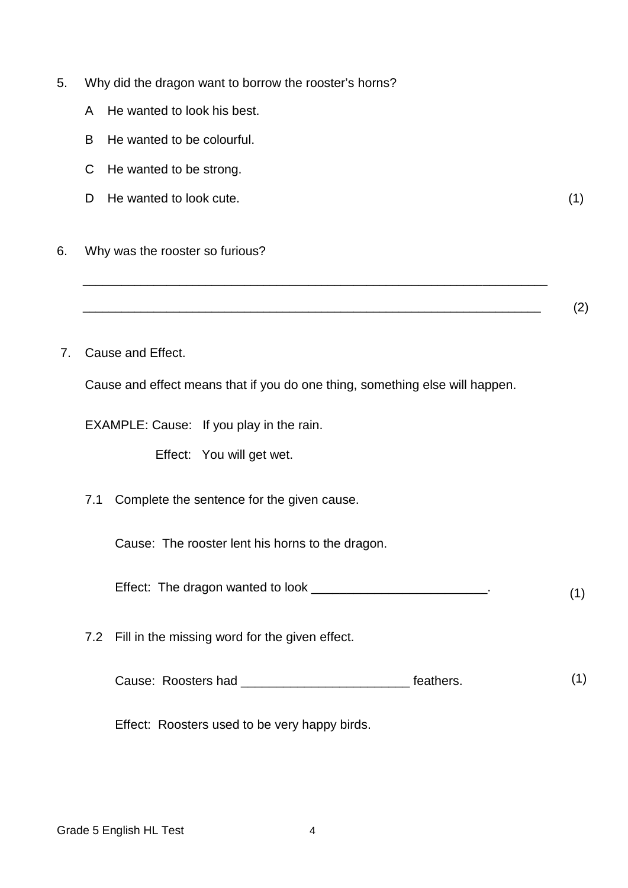5. Why did the dragon want to borrow the rooster's horns?

   A He wanted to look his best.

   B He wanted to be colourful.

   C He wanted to be strong.

   D He wanted to look cute. (1)

6. Why was the rooster so furious?

   ___________________________________________________________________

   ___________________________________________________________________ (2)

7. Cause and Effect.

   Cause and effect means that if you do one thing, something else will happen.

   EXAMPLE: Cause: If you play in the rain.

   Effect: You will get wet.

   7.1 Complete the sentence for the given cause.

   Cause: The rooster lent his horns to the dragon.

   Effect: The dragon wanted to look _________________________. (1)

   7.2 Fill in the missing word for the given effect.

   Cause: Roosters had _______________________ feathers. (1)

   Effect: Roosters used to be very happy birds.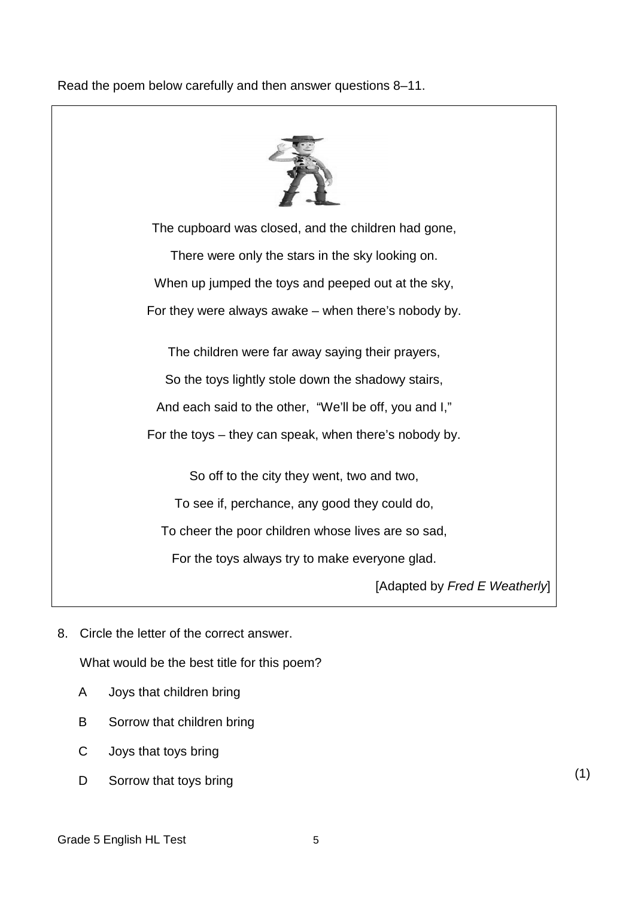Read the poem below carefully and then answer questions 8–11.

The cupboard was closed, and the children had gone,
There were only the stars in the sky looking on.
When up jumped the toys and peeped out at the sky,
For they were always awake – when there's nobody by.

The children were far away saying their prayers,
So the toys lightly stole down the shadowy stairs,
And each said to the other, "We'll be off, you and I,"
For the toys – they can speak, when there's nobody by.

So off to the city they went, two and two,
To see if, perchance, any good they could do,
To cheer the poor children whose lives are so sad,
For the toys always try to make everyone glad.

[Adapted by *Fred E Weatherly*]

8. Circle the letter of the correct answer.

   What would be the best title for this poem?

   A Joys that children bring

   B Sorrow that children bring

   C Joys that toys bring

   D Sorrow that toys bring

(1)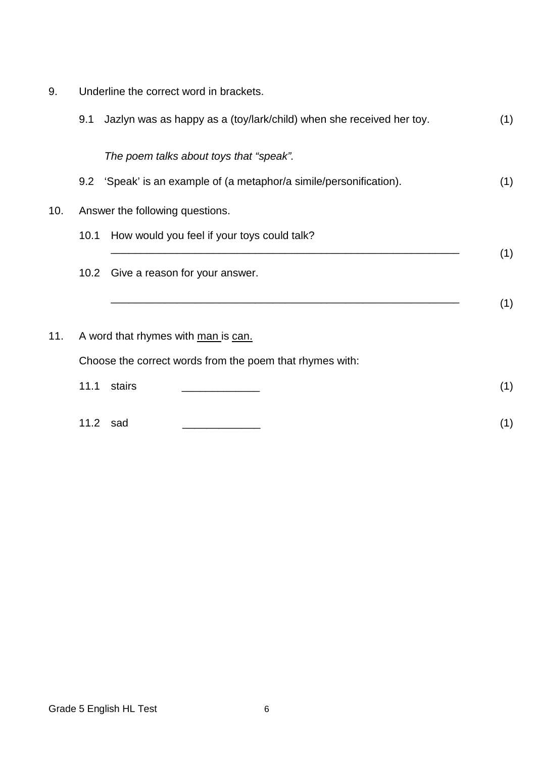9. Underline the correct word in brackets.

   9.1 Jazlyn was as happy as a (toy/lark/child) when she received her toy. (1)

   *The poem talks about toys that "speak".*

   9.2 'Speak' is an example of (a metaphor/a simile/personification). (1)

10. Answer the following questions.

    10.1 How would you feel if your toys could talk?

    ____________________________________________________________ (1)

    10.2 Give a reason for your answer.

    ____________________________________________________________ (1)

11. A word that rhymes with <u>man</u> is <u>can.</u>

    Choose the correct words from the poem that rhymes with:

    11.1 stairs ____________ (1)

    11.2 sad ____________ (1)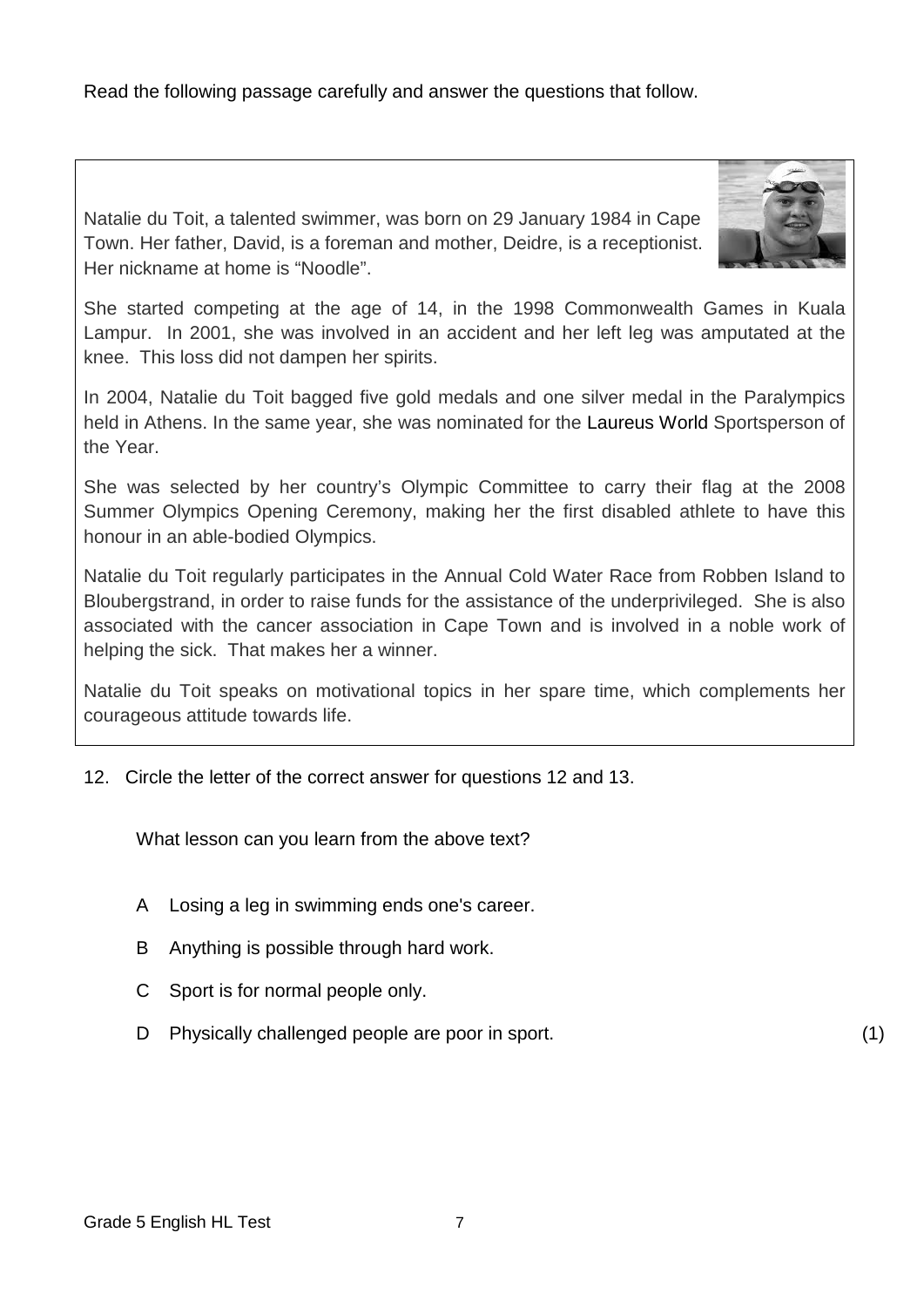Read the following passage carefully and answer the questions that follow.

Natalie du Toit, a talented swimmer, was born on 29 January 1984 in Cape Town. Her father, David, is a foreman and mother, Deidre, is a receptionist. Her nickname at home is "Noodle".

She started competing at the age of 14, in the 1998 Commonwealth Games in Kuala Lampur. In 2001, she was involved in an accident and her left leg was amputated at the knee. This loss did not dampen her spirits.

In 2004, Natalie du Toit bagged five gold medals and one silver medal in the Paralympics held in Athens. In the same year, she was nominated for the Laureus World Sportsperson of the Year.

She was selected by her country's Olympic Committee to carry their flag at the 2008 Summer Olympics Opening Ceremony, making her the first disabled athlete to have this honour in an able-bodied Olympics.

Natalie du Toit regularly participates in the Annual Cold Water Race from Robben Island to Bloubergstrand, in order to raise funds for the assistance of the underprivileged. She is also associated with the cancer association in Cape Town and is involved in a noble work of helping the sick. That makes her a winner.

Natalie du Toit speaks on motivational topics in her spare time, which complements her courageous attitude towards life.

12. Circle the letter of the correct answer for questions 12 and 13.

What lesson can you learn from the above text?

A Losing a leg in swimming ends one's career.

B Anything is possible through hard work.

C Sport is for normal people only.

D Physically challenged people are poor in sport. (1)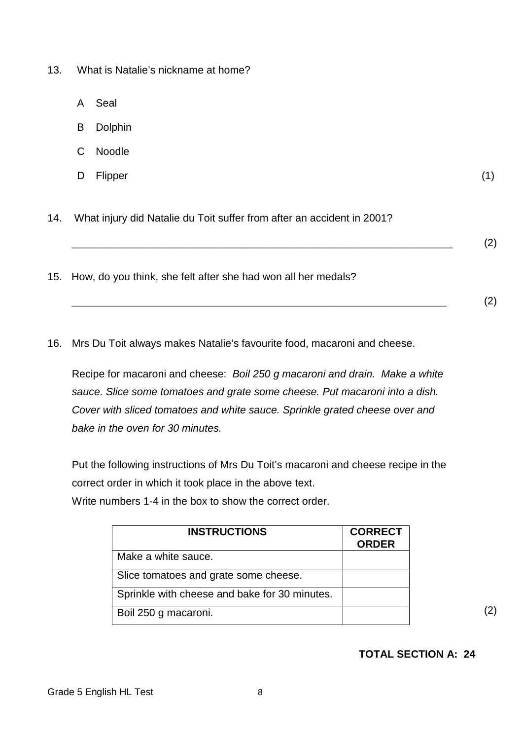13. What is Natalie's nickname at home?

    A Seal

    B Dolphin

    C Noodle

    D Flipper (1)

14. What injury did Natalie du Toit suffer from after an accident in 2001?

    ________________________________________________________________ (2)

15. How, do you think, she felt after she had won all her medals?

    ________________________________________________________________ (2)

16. Mrs Du Toit always makes Natalie's favourite food, macaroni and cheese.

    Recipe for macaroni and cheese: *Boil 250 g macaroni and drain. Make a white sauce. Slice some tomatoes and grate some cheese. Put macaroni into a dish. Cover with sliced tomatoes and white sauce. Sprinkle grated cheese over and bake in the oven for 30 minutes.*

    Put the following instructions of Mrs Du Toit's macaroni and cheese recipe in the correct order in which it took place in the above text.
    Write numbers 1-4 in the box to show the correct order.

| INSTRUCTIONS | CORRECT ORDER |
|---|---|
| Make a white sauce. | |
| Slice tomatoes and grate some cheese. | |
| Sprinkle with cheese and bake for 30 minutes. | |
| Boil 250 g macaroni. | |

(2)

**TOTAL SECTION A: 24**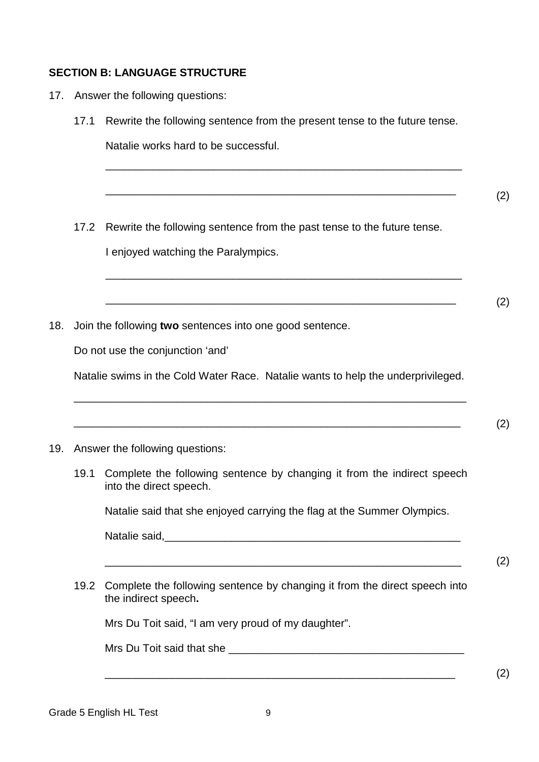**SECTION B: LANGUAGE STRUCTURE**

17. Answer the following questions:

    17.1 Rewrite the following sentence from the present tense to the future tense.

    Natalie works hard to be successful.

    ____________________________________________________________

    ____________________________________________________________ (2)

    17.2 Rewrite the following sentence from the past tense to the future tense.

    I enjoyed watching the Paralympics.

    ____________________________________________________________

    ____________________________________________________________ (2)

18. Join the following **two** sentences into one good sentence.

    Do not use the conjunction 'and'

    Natalie swims in the Cold Water Race. Natalie wants to help the underprivileged.

    ____________________________________________________________

    ____________________________________________________________ (2)

19. Answer the following questions:

    19.1 Complete the following sentence by changing it from the indirect speech into the direct speech.

    Natalie said that she enjoyed carrying the flag at the Summer Olympics.

    Natalie said,________________________________________________

    ____________________________________________________________ (2)

    19.2 Complete the following sentence by changing it from the direct speech into the indirect speech**.**

    Mrs Du Toit said, "I am very proud of my daughter".

    Mrs Du Toit said that she ____________________________________

    ____________________________________________________________ (2)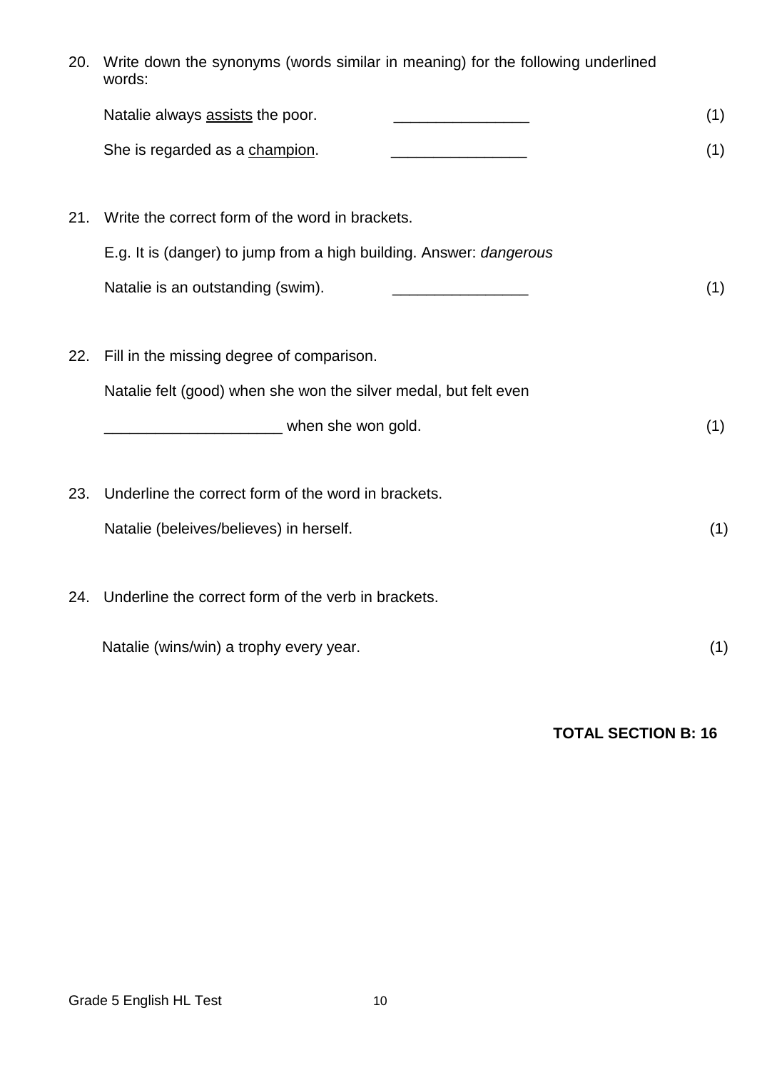20. Write down the synonyms (words similar in meaning) for the following underlined words:

    Natalie always <u>assists</u> the poor. ________________ (1)

    She is regarded as a <u>champion</u>. ________________ (1)

21. Write the correct form of the word in brackets.

    E.g. It is (danger) to jump from a high building. Answer: *dangerous*

    Natalie is an outstanding (swim). ________________ (1)

22. Fill in the missing degree of comparison.

    Natalie felt (good) when she won the silver medal, but felt even

    _____________________ when she won gold. (1)

23. Underline the correct form of the word in brackets.

    Natalie (beleives/believes) in herself. (1)

24. Underline the correct form of the verb in brackets.

    Natalie (wins/win) a trophy every year. (1)

**TOTAL SECTION B: 16**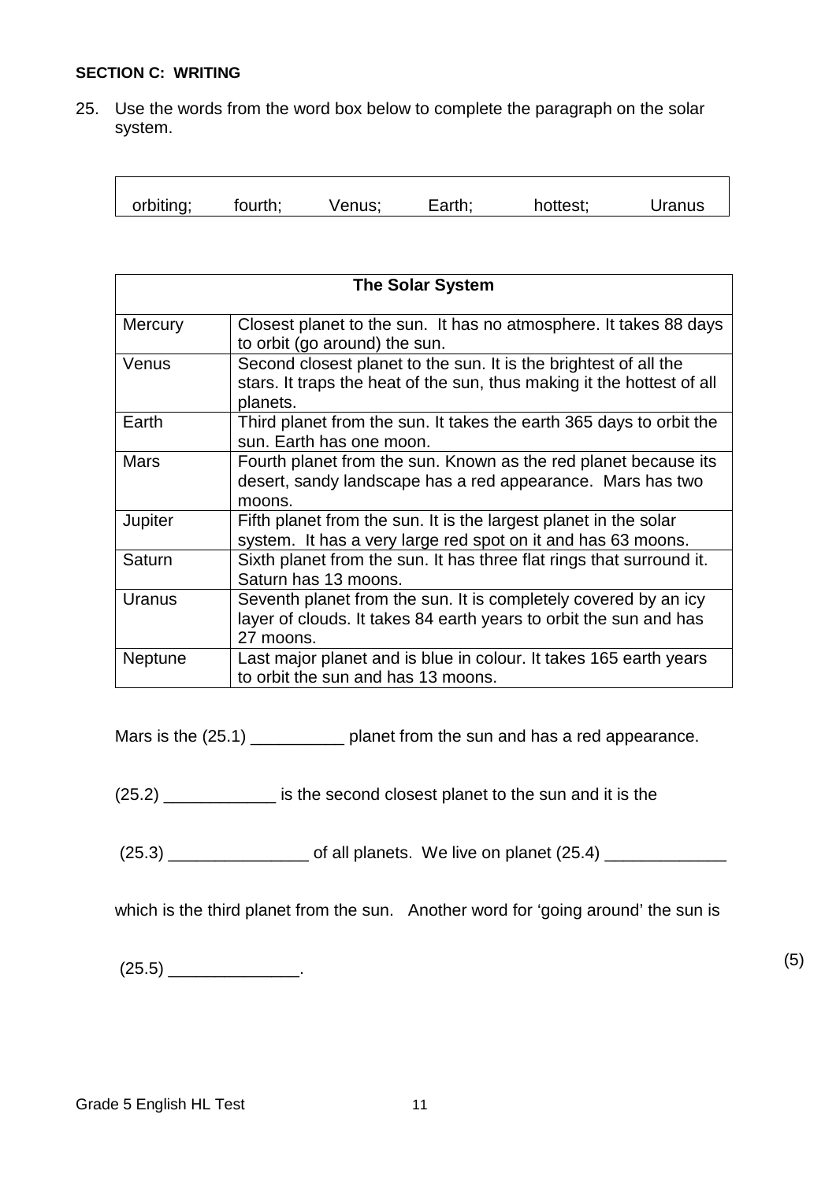**SECTION C: WRITING**

25. Use the words from the word box below to complete the paragraph on the solar system.

| orbiting; | fourth; | Venus; | Earth; | hottest; | Uranus |
|---|---|---|---|---|---|

| The Solar System | |
|---|---|
| Mercury | Closest planet to the sun. It has no atmosphere. It takes 88 days to orbit (go around) the sun. |
| Venus | Second closest planet to the sun. It is the brightest of all the stars. It traps the heat of the sun, thus making it the hottest of all planets. |
| Earth | Third planet from the sun. It takes the earth 365 days to orbit the sun. Earth has one moon. |
| Mars | Fourth planet from the sun. Known as the red planet because its desert, sandy landscape has a red appearance. Mars has two moons. |
| Jupiter | Fifth planet from the sun. It is the largest planet in the solar system. It has a very large red spot on it and has 63 moons. |
| Saturn | Sixth planet from the sun. It has three flat rings that surround it. Saturn has 13 moons. |
| Uranus | Seventh planet from the sun. It is completely covered by an icy layer of clouds. It takes 84 earth years to orbit the sun and has 27 moons. |
| Neptune | Last major planet and is blue in colour. It takes 165 earth years to orbit the sun and has 13 moons. |

Mars is the (25.1) __________ planet from the sun and has a red appearance.

(25.2) ____________ is the second closest planet to the sun and it is the

(25.3) _______________ of all planets. We live on planet (25.4) _____________

which is the third planet from the sun. Another word for 'going around' the sun is

(25.5) ______________. (5)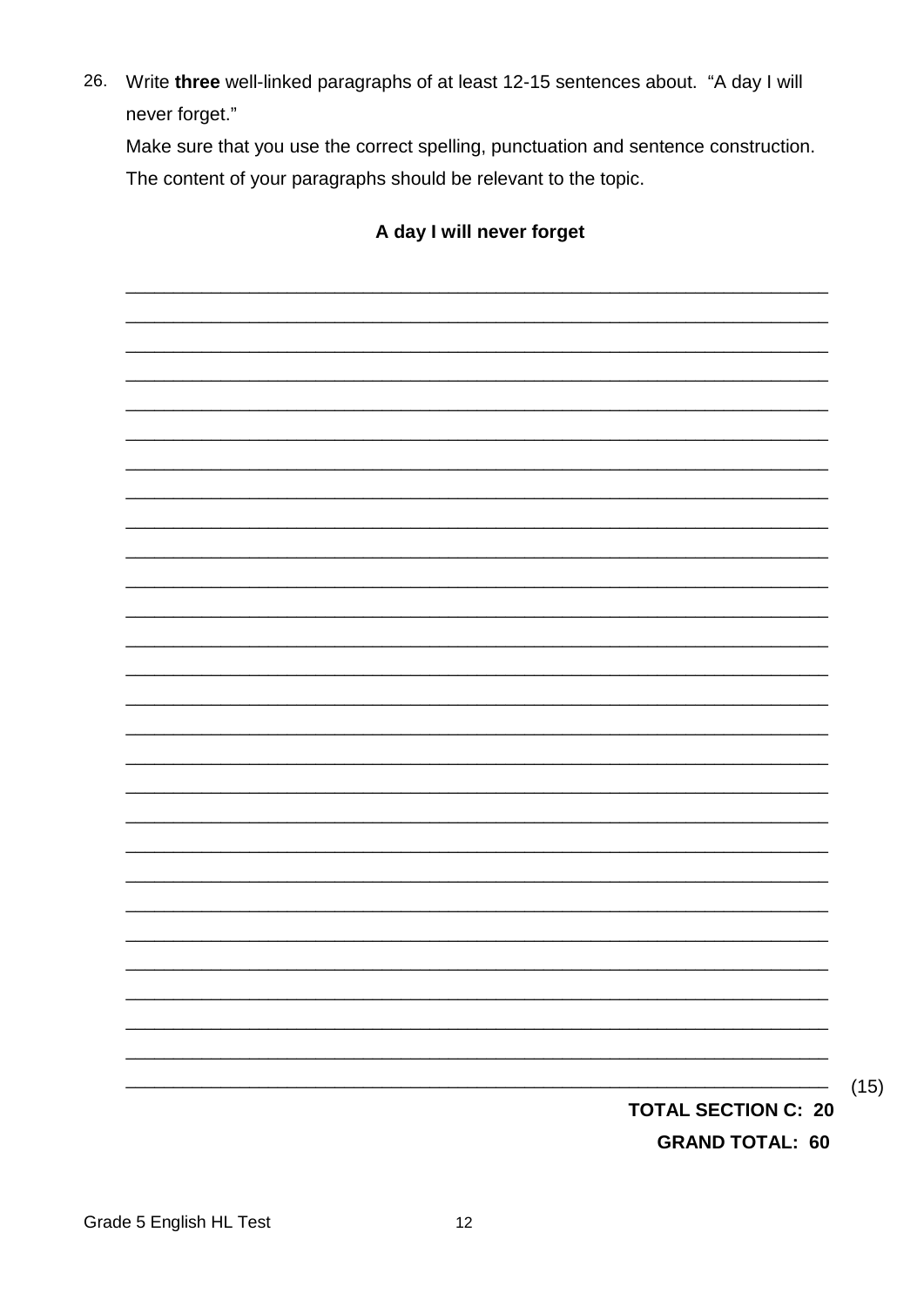26. Write **three** well-linked paragraphs of at least 12-15 sentences about. "A day I will never forget."

    Make sure that you use the correct spelling, punctuation and sentence construction.

    The content of your paragraphs should be relevant to the topic.

**A day I will never forget**

\_\_\_\_\_\_\_\_\_\_\_\_\_\_\_\_\_\_\_\_\_\_\_\_\_\_\_\_\_\_\_\_\_\_\_\_\_\_\_\_\_\_\_\_\_\_\_\_\_\_\_\_\_\_\_\_\_\_\_\_\_\_\_\_\_\_\_\_\_\_

\_\_\_\_\_\_\_\_\_\_\_\_\_\_\_\_\_\_\_\_\_\_\_\_\_\_\_\_\_\_\_\_\_\_\_\_\_\_\_\_\_\_\_\_\_\_\_\_\_\_\_\_\_\_\_\_\_\_\_\_\_\_\_\_\_\_\_\_\_\_

\_\_\_\_\_\_\_\_\_\_\_\_\_\_\_\_\_\_\_\_\_\_\_\_\_\_\_\_\_\_\_\_\_\_\_\_\_\_\_\_\_\_\_\_\_\_\_\_\_\_\_\_\_\_\_\_\_\_\_\_\_\_\_\_\_\_\_\_\_\_ (15)

**TOTAL SECTION C: 20**

**GRAND TOTAL: 60**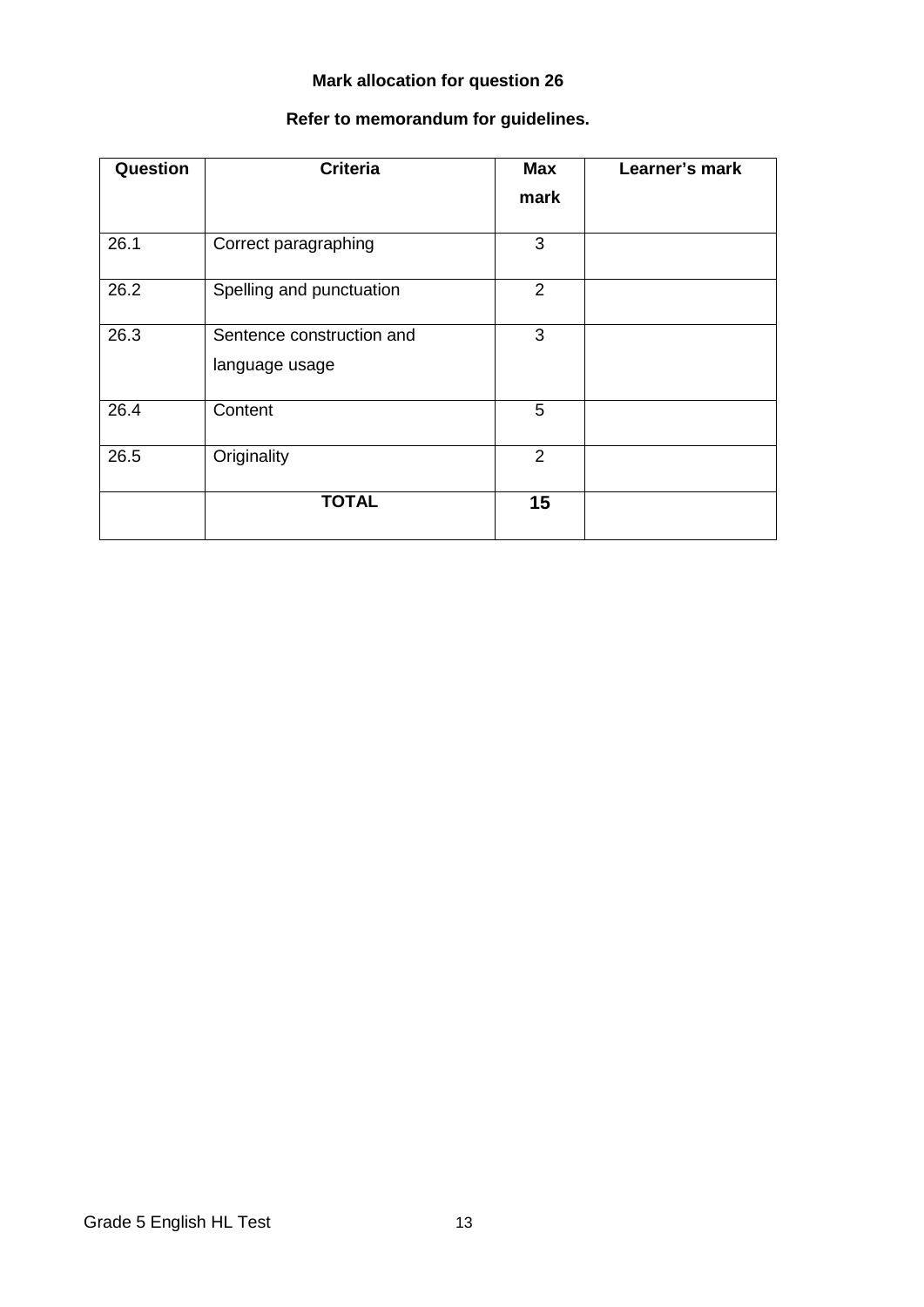**Mark allocation for question 26**

**Refer to memorandum for guidelines.**

| Question | Criteria | Max mark | Learner's mark |
|---|---|---|---|
| 26.1 | Correct paragraphing | 3 | |
| 26.2 | Spelling and punctuation | 2 | |
| 26.3 | Sentence construction and language usage | 3 | |
| 26.4 | Content | 5 | |
| 26.5 | Originality | 2 | |
| | **TOTAL** | **15** | |